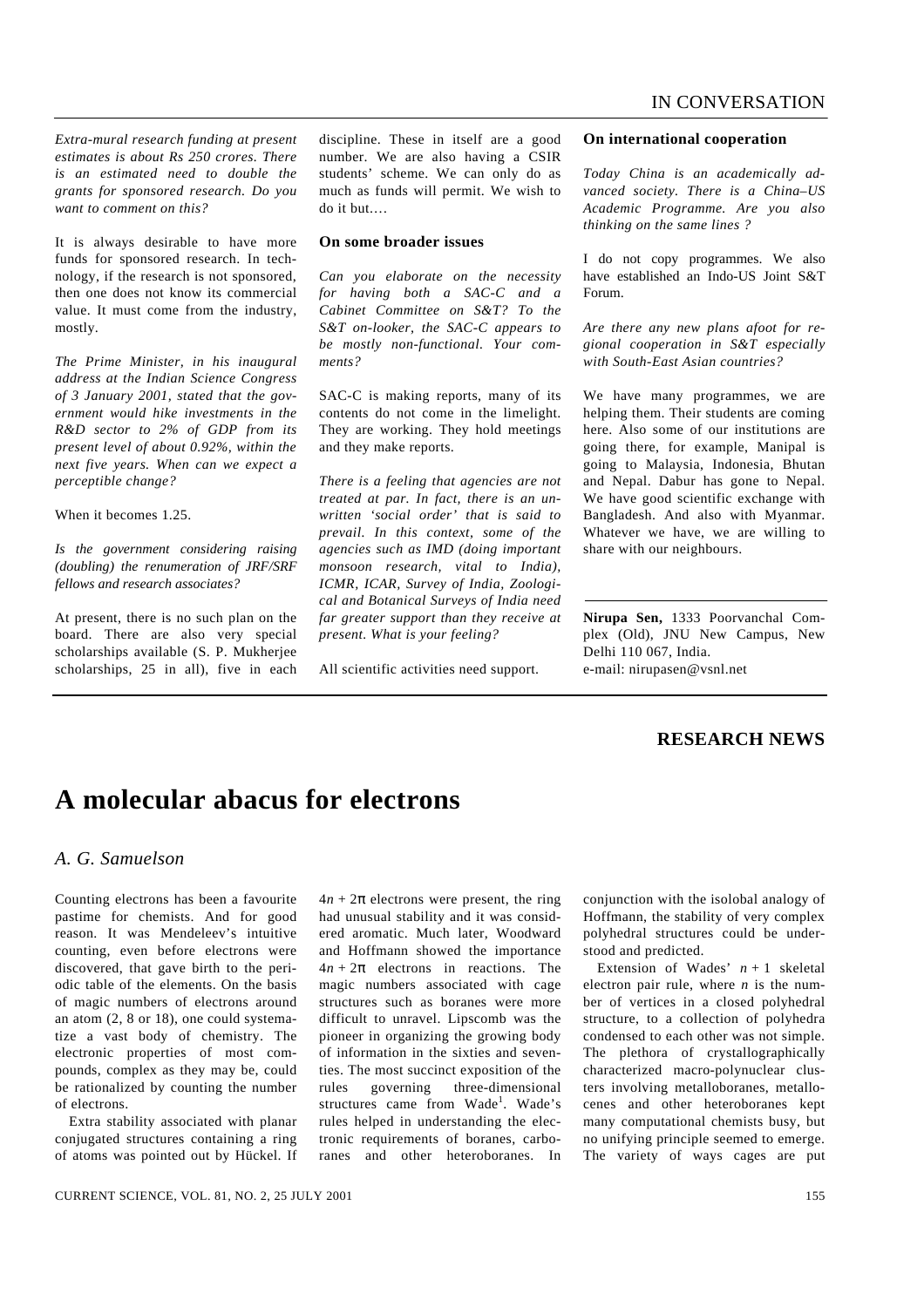*Extra-mural research funding at present estimates is about Rs 250 crores. There is an estimated need to double the grants for sponsored research. Do you want to comment on this?*

It is always desirable to have more funds for sponsored research. In technology, if the research is not sponsored, then one does not know its commercial value. It must come from the industry, mostly.

*The Prime Minister, in his inaugural address at the Indian Science Congress of 3 January 2001, stated that the government would hike investments in the R&D sector to 2% of GDP from its present level of about 0.92%, within the next five years. When can we expect a perceptible change?*

When it becomes 1.25.

*Is the government considering raising (doubling) the renumeration of JRF/SRF fellows and research associates?*

At present, there is no such plan on the board. There are also very special scholarships available (S. P. Mukherjee scholarships, 25 in all), five in each discipline. These in itself are a good number. We are also having a CSIR students' scheme. We can only do as much as funds will permit. We wish to do it but….

### On some broader issues

*Can you elaborate on the necessity for having both a SAC-C and a Cabinet Committee on S&T? To the S&T on-looker, the SAC-C appears to be mostly non-functional. Your comments?*

SAC-C is making reports, many of its contents do not come in the limelight. They are working. They hold meetings and they make reports.

*There is a feeling that agencies are not treated at par. In fact, there is an unwritten 'social order' that is said to prevail. In this context, some of the agencies such as IMD (doing important monsoon research, vital to India), ICMR, ICAR, Survey of India, Zoological and Botanical Surveys of India need far greater support than they receive at present. What is your feeling?*

All scientific activities need support.

### On international cooperation

*Today China is an academically advanced society. There is a China–US Academic Programme. Are you also thinking on the same lines ?*

I do not copy programmes. We also have established an Indo-US Joint S&T Forum.

*Are there any new plans afoot for regional cooperation in S&T especially with South-East Asian countries?*

We have many programmes, we are helping them. Their students are coming here. Also some of our institutions are going there, for example, Manipal is going to Malaysia, Indonesia, Bhutan and Nepal. Dabur has gone to Nepal. We have good scientific exchange with Bangladesh. And also with Myanmar. Whatever we have, we are willing to share with our neighbours.

**Nirupa Sen,** 1333 Poorvanchal Complex (Old), JNU New Campus, New Delhi 110 067, India.
e-mail: nirupasen@vsnl.net

## RESEARCH NEWS

# A molecular abacus for electrons

*A. G. Samuelson*

Counting electrons has been a favourite pastime for chemists. And for good reason. It was Mendeleev's intuitive counting, even before electrons were discovered, that gave birth to the periodic table of the elements. On the basis of magic numbers of electrons around an atom (2, 8 or 18), one could systematize a vast body of chemistry. The electronic properties of most compounds, complex as they may be, could be rationalized by counting the number of electrons.

Extra stability associated with planar conjugated structures containing a ring of atoms was pointed out by Hückel. If $4n + 2\pi$ electrons were present, the ring had unusual stability and it was considered aromatic. Much later, Woodward and Hoffmann showed the importance $4n + 2\pi$ electrons in reactions. The magic numbers associated with cage structures such as boranes were more difficult to unravel. Lipscomb was the pioneer in organizing the growing body of information in the sixties and seventies. The most succinct exposition of the rules governing three-dimensional structures came from Wade[1]. Wade's rules helped in understanding the electronic requirements of boranes, carboranes and other heteroboranes. In conjunction with the isolobal analogy of Hoffmann, the stability of very complex polyhedral structures could be understood and predicted.

Extension of Wades' $n + 1$ skeletal electron pair rule, where $n$ is the number of vertices in a closed polyhedral structure, to a collection of polyhedra condensed to each other was not simple. The plethora of crystallographically characterized macro-polynuclear clusters involving metalloboranes, metallocenes and other heteroboranes kept many computational chemists busy, but no unifying principle seemed to emerge. The variety of ways cages are put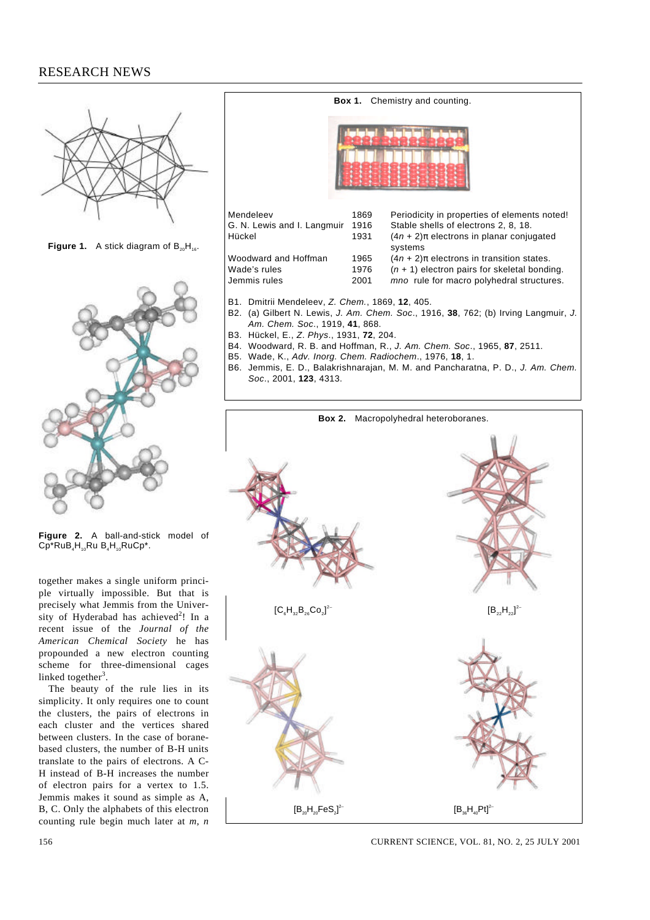Figure 1. A stick diagram of $B_{20}H_{16}$.

Figure 2. A ball-and-stick model of $Cp^*RuB_4H_{10}Ru\ B_4H_{10}RuCp^*$.

together makes a single uniform principle virtually impossible. But that is precisely what Jemmis from the University of Hyderabad has achieved[2]! In a recent issue of the *Journal of the American Chemical Society* he has propounded a new electron counting scheme for three-dimensional cages linked together[3].

The beauty of the rule lies in its simplicity. It only requires one to count the clusters, the pairs of electrons in each cluster and the vertices shared between clusters. In the case of borane-based clusters, the number of B-H units translate to the pairs of electrons. A C-H instead of B-H increases the number of electron pairs for a vertex to 1.5. Jemmis makes it sound as simple as A, B, C. Only the alphabets of this electron counting rule begin much later at *m*, *n*

**Box 1.** Chemistry and counting.

| | | |
|---|---|---|
| Mendeleev | 1869 | Periodicity in properties of elements noted! |
| G. N. Lewis and I. Langmuir | 1916 | Stable shells of electrons 2, 8, 18. |
| Hückel | 1931 | $(4n + 2)\pi$ electrons in planar conjugated systems |
| Woodward and Hoffman | 1965 | $(4n + 2)\pi$ electrons in transition states. |
| Wade's rules | 1976 | $(n + 1)$ electron pairs for skeletal bonding. |
| Jemmis rules | 2001 | *mno* rule for macro polyhedral structures. |

B1. Dmitrii Mendeleev, *Z. Chem.*, 1869, **12**, 405.
B2. (a) Gilbert N. Lewis, *J. Am. Chem. Soc*., 1916, **38**, 762; (b) Irving Langmuir, *J. Am. Chem. Soc*., 1919, **41**, 868.
B3. Hückel, E., *Z. Phys*., 1931, **72**, 204.
B4. Woodward, R. B. and Hoffman, R., *J. Am. Chem. Soc*., 1965, **87**, 2511.
B5. Wade, K., *Adv. Inorg. Chem. Radiochem*., 1976, **18**, 1.
B6. Jemmis, E. D., Balakrishnarajan, M. M. and Pancharatna, P. D., *J. Am. Chem. Soc*., 2001, **123**, 4313.

**Box 2.** Macropolyhedral heteroboranes.

$[C_6H_{32}B_{26}Co_2]^{2-}$

$[B_{22}H_{22}]^{2-}$

$[B_{20}H_{20}FeS_2]^{2-}$

$[B_{38}H_{40}Pt]^{2-}$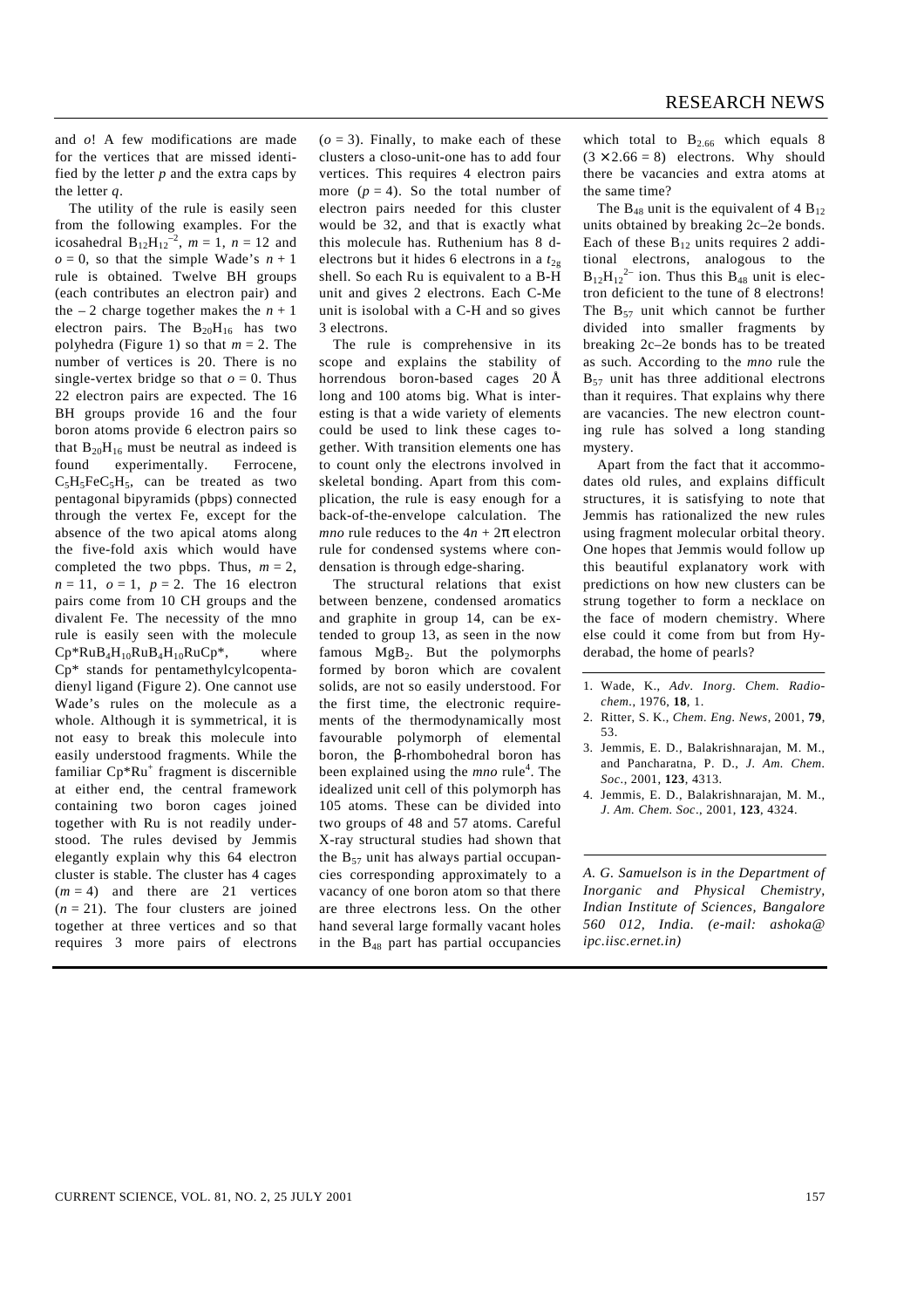and *o*! A few modifications are made for the vertices that are missed identified by the letter *p* and the extra caps by the letter *q*.

The utility of the rule is easily seen from the following examples. For the icosahedral $B_{12}H_{12}^{-2}$, $m = 1$, $n = 12$ and $o = 0$, so that the simple Wade's $n + 1$ rule is obtained. Twelve BH groups (each contributes an electron pair) and the $-2$ charge together makes the $n + 1$ electron pairs. The $B_{20}H_{16}$ has two polyhedra (Figure 1) so that $m = 2$. The number of vertices is 20. There is no single-vertex bridge so that $o = 0$. Thus 22 electron pairs are expected. The 16 BH groups provide 16 and the four boron atoms provide 6 electron pairs so that $B_{20}H_{16}$ must be neutral as indeed is found experimentally. Ferrocene, $C_5H_5FeC_5H_5$, can be treated as two pentagonal bipyramids (pbps) connected through the vertex Fe, except for the absence of the two apical atoms along the five-fold axis which would have completed the two pbps. Thus, $m = 2$, $n = 11$, $o = 1$, $p = 2$. The 16 electron pairs come from 10 CH groups and the divalent Fe. The necessity of the mno rule is easily seen with the molecule $Cp^*RuB_4H_{10}RuB_4H_{10}RuCp^*$, where Cp* stands for pentamethylcylcopentadienyl ligand (Figure 2). One cannot use Wade's rules on the molecule as a whole. Although it is symmetrical, it is not easy to break this molecule into easily understood fragments. While the familiar $Cp^*Ru^+$ fragment is discernible at either end, the central framework containing two boron cages joined together with Ru is not readily understood. The rules devised by Jemmis elegantly explain why this 64 electron cluster is stable. The cluster has 4 cages ($m = 4$) and there are 21 vertices ($n = 21$). The four clusters are joined together at three vertices and so that requires 3 more pairs of electrons ($o = 3$). Finally, to make each of these clusters a closo-unit-one has to add four vertices. This requires 4 electron pairs more ($p = 4$). So the total number of electron pairs needed for this cluster would be 32, and that is exactly what this molecule has. Ruthenium has 8 d-electrons but it hides 6 electrons in a $t_{2g}$ shell. So each Ru is equivalent to a B-H unit and gives 2 electrons. Each C-Me unit is isolobal with a C-H and so gives 3 electrons.

The rule is comprehensive in its scope and explains the stability of horrendous boron-based cages 20 Å long and 100 atoms big. What is interesting is that a wide variety of elements could be used to link these cages together. With transition elements one has to count only the electrons involved in skeletal bonding. Apart from this complication, the rule is easy enough for a back-of-the-envelope calculation. The *mno* rule reduces to the $4n + 2\pi$ electron rule for condensed systems where condensation is through edge-sharing.

The structural relations that exist between benzene, condensed aromatics and graphite in group 14, can be extended to group 13, as seen in the now famous $MgB_2$. But the polymorphs formed by boron which are covalent solids, are not so easily understood. For the first time, the electronic requirements of the thermodynamically most favourable polymorph of elemental boron, the β-rhombohedral boron has been explained using the *mno* rule[4]. The idealized unit cell of this polymorph has 105 atoms. These can be divided into two groups of 48 and 57 atoms. Careful X-ray structural studies had shown that the $B_{57}$ unit has always partial occupancies corresponding approximately to a vacancy of one boron atom so that there are three electrons less. On the other hand several large formally vacant holes in the $B_{48}$ part has partial occupancies which total to $B_{2.66}$ which equals 8 ($3 \times 2.66 = 8$) electrons. Why should there be vacancies and extra atoms at the same time?

The $B_{48}$ unit is the equivalent of 4 $B_{12}$ units obtained by breaking 2c–2e bonds. Each of these $B_{12}$ units requires 2 additional electrons, analogous to the $B_{12}H_{12}^{2-}$ ion. Thus this $B_{48}$ unit is electron deficient to the tune of 8 electrons! The $B_{57}$ unit which cannot be further divided into smaller fragments by breaking 2c–2e bonds has to be treated as such. According to the *mno* rule the $B_{57}$ unit has three additional electrons than it requires. That explains why there are vacancies. The new electron counting rule has solved a long standing mystery.

Apart from the fact that it accommodates old rules, and explains difficult structures, it is satisfying to note that Jemmis has rationalized the new rules using fragment molecular orbital theory. One hopes that Jemmis would follow up this beautiful explanatory work with predictions on how new clusters can be strung together to form a necklace on the face of modern chemistry. Where else could it come from but from Hyderabad, the home of pearls?

1. Wade, K., *Adv. Inorg. Chem. Radiochem.*, 1976, **18**, 1.
2. Ritter, S. K., *Chem. Eng. News*, 2001, **79**, 53.
3. Jemmis, E. D., Balakrishnarajan, M. M., and Pancharatna, P. D., *J. Am. Chem. Soc.*, 2001, **123**, 4313.
4. Jemmis, E. D., Balakrishnarajan, M. M., *J. Am. Chem. Soc.*, 2001, **123**, 4324.

*A. G. Samuelson is in the Department of Inorganic and Physical Chemistry, Indian Institute of Sciences, Bangalore 560 012, India. (e-mail: ashoka@ipc.iisc.ernet.in)*